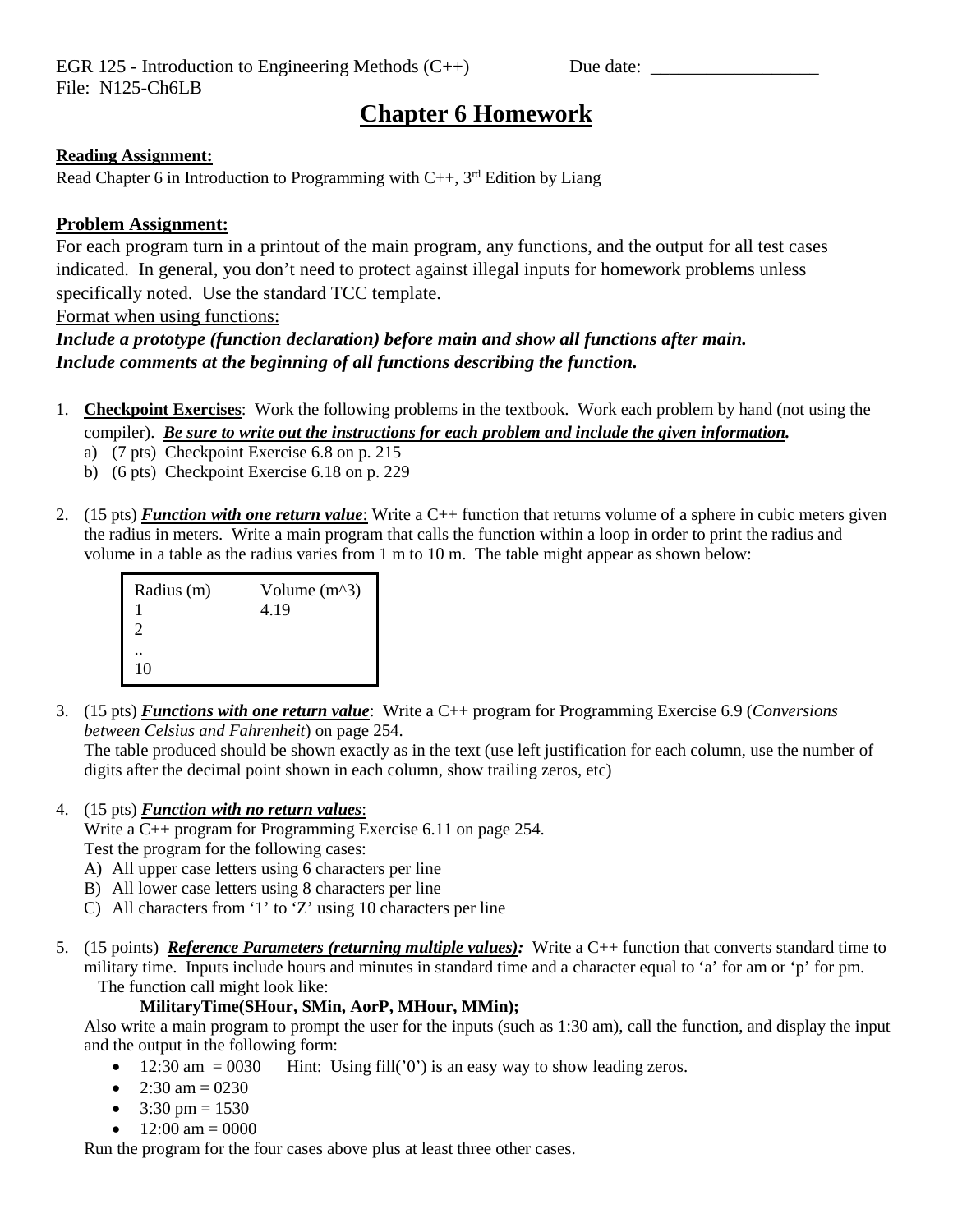EGR 125 - Introduction to Engineering Methods (C++) Due date: __________________

File: N125-Ch6LB

# Chapter 6 Homework

**Reading Assignment:**

Read Chapter 6 in Introduction to Programming with C++, 3rd Edition by Liang

## Problem Assignment:

For each program turn in a printout of the main program, any functions, and the output for all test cases indicated. In general, you don't need to protect against illegal inputs for homework problems unless specifically noted. Use the standard TCC template.

Format when using functions:

***Include a prototype (function declaration) before main and show all functions after main.***
***Include comments at the beginning of all functions describing the function.***

1. **Checkpoint Exercises**: Work the following problems in the textbook. Work each problem by hand (not using the compiler). ***Be sure to write out the instructions for each problem and include the given information.***
   a) (7 pts) Checkpoint Exercise 6.8 on p. 215
   b) (6 pts) Checkpoint Exercise 6.18 on p. 229

2. (15 pts) ***Function with one return value***: Write a C++ function that returns volume of a sphere in cubic meters given the radius in meters. Write a main program that calls the function within a loop in order to print the radius and volume in a table as the radius varies from 1 m to 10 m. The table might appear as shown below:

| Radius (m) | Volume (m^3) |
| --- | --- |
| 1 | 4.19 |
| 2 | |
| .. | |
| 10 | |

3. (15 pts) ***Functions with one return value***: Write a C++ program for Programming Exercise 6.9 (*Conversions between Celsius and Fahrenheit*) on page 254.
   The table produced should be shown exactly as in the text (use left justification for each column, use the number of digits after the decimal point shown in each column, show trailing zeros, etc)

4. (15 pts) ***Function with no return values***:
   Write a C++ program for Programming Exercise 6.11 on page 254.
   Test the program for the following cases:
   A) All upper case letters using 6 characters per line
   B) All lower case letters using 8 characters per line
   C) All characters from '1' to 'Z' using 10 characters per line

5. (15 points) ***Reference Parameters (returning multiple values):*** Write a C++ function that converts standard time to military time. Inputs include hours and minutes in standard time and a character equal to 'a' for am or 'p' for pm.
   The function call might look like:
   **MilitaryTime(SHour, SMin, AorP, MHour, MMin);**
   Also write a main program to prompt the user for the inputs (such as 1:30 am), call the function, and display the input and the output in the following form:
   - 12:30 am = 0030 Hint: Using fill('0') is an easy way to show leading zeros.
   - 2:30 am = 0230
   - 3:30 pm = 1530
   - 12:00 am = 0000

   Run the program for the four cases above plus at least three other cases.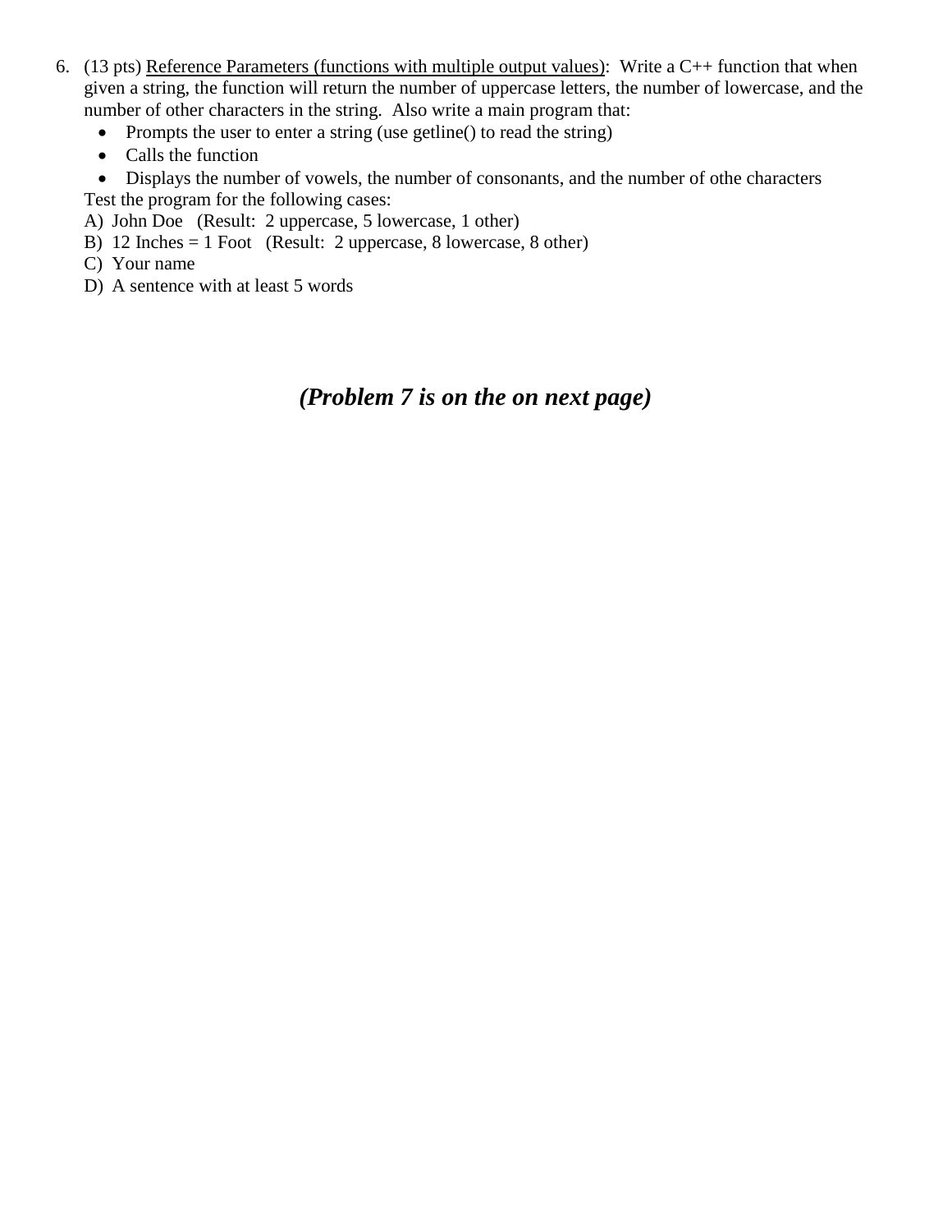6. (13 pts) <u>Reference Parameters (functions with multiple output values)</u>: Write a C++ function that when given a string, the function will return the number of uppercase letters, the number of lowercase, and the number of other characters in the string. Also write a main program that:
   - Prompts the user to enter a string (use getline() to read the string)
   - Calls the function
   - Displays the number of vowels, the number of consonants, and the number of othe characters

   Test the program for the following cases:

   A) John Doe (Result: 2 uppercase, 5 lowercase, 1 other)
   B) 12 Inches = 1 Foot (Result: 2 uppercase, 8 lowercase, 8 other)
   C) Your name
   D) A sentence with at least 5 words

***(Problem 7 is on the on next page)***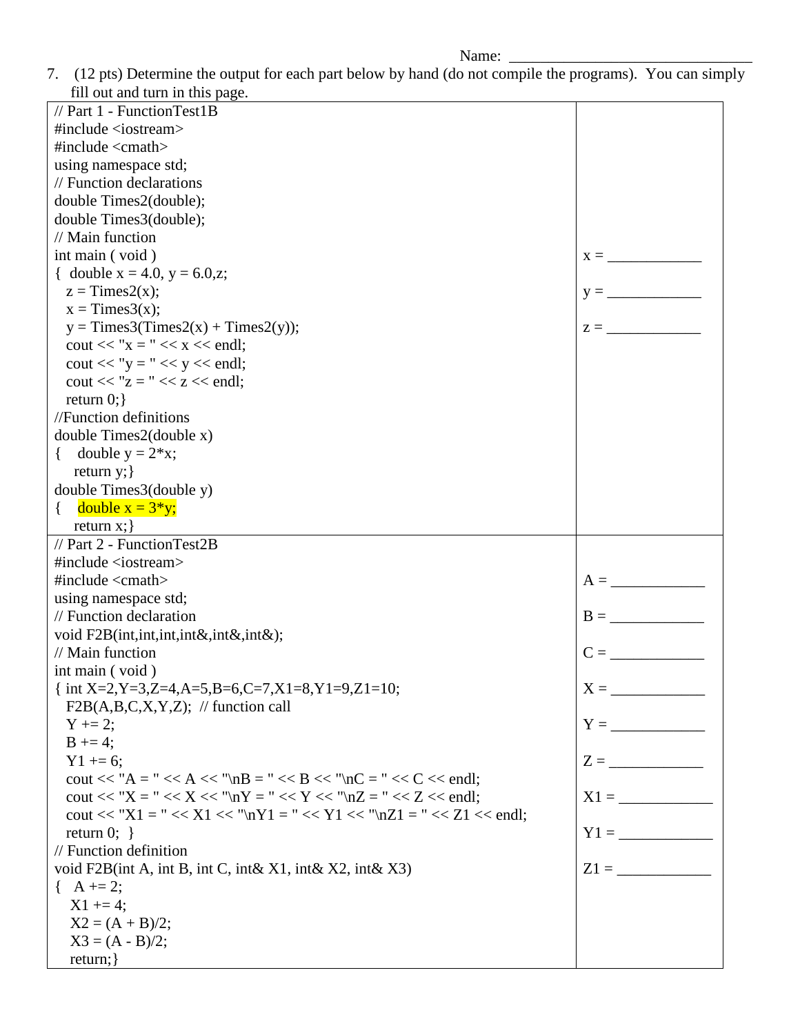Name: ______________________________

7. (12 pts) Determine the output for each part below by hand (do not compile the programs). You can simply fill out and turn in this page.

| | |
|---|---|
| `// Part 1 - FunctionTest1B`<br>`#include <iostream>`<br>`#include <cmath>`<br>`using namespace std;`<br>`// Function declarations`<br>`double Times2(double);`<br>`double Times3(double);`<br>`// Main function`<br>`int main ( void )`<br>`{  double x = 4.0, y = 6.0,z;`<br>`   z = Times2(x);`<br>`   x = Times3(x);`<br>`   y = Times3(Times2(x) + Times2(y));`<br>`   cout << "x = " << x << endl;`<br>`   cout << "y = " << y << endl;`<br>`   cout << "z = " << z << endl;`<br>`   return 0;}`<br>`//Function definitions`<br>`double Times2(double x)`<br>`{    double y = 2*x;`<br>`     return y;}`<br>`double Times3(double y)`<br>`{    double x = 3*y;`<br>`     return x;}` | x = ____________<br><br>y = ____________<br><br>z = ____________ |
| `// Part 2 - FunctionTest2B`<br>`#include <iostream>`<br>`#include <cmath>`<br>`using namespace std;`<br>`// Function declaration`<br>`void F2B(int,int,int,int&,int&,int&);`<br>`// Main function`<br>`int main ( void )`<br>`{ int X=2,Y=3,Z=4,A=5,B=6,C=7,X1=8,Y1=9,Z1=10;`<br>`   F2B(A,B,C,X,Y,Z);  // function call`<br>`   Y += 2;`<br>`   B += 4;`<br>`   Y1 += 6;`<br>`   cout << "A = " << A << "\nB = " << B << "\nC = " << C << endl;`<br>`   cout << "X = " << X << "\nY = " << Y << "\nZ = " << Z << endl;`<br>`   cout << "X1 = " << X1 << "\nY1 = " << Y1 << "\nZ1 = " << Z1 << endl;`<br>`   return 0;  }`<br>`// Function definition`<br>`void F2B(int A, int B, int C, int& X1, int& X2, int& X3)`<br>`{   A += 2;`<br>`    X1 += 4;`<br>`    X2 = (A + B)/2;`<br>`    X3 = (A - B)/2;`<br>`    return;}` | A = ____________<br><br>B = ____________<br><br>C = ____________<br><br>X = ____________<br><br>Y = ____________<br><br>Z = ____________<br><br>X1 = ____________<br><br>Y1 = ____________<br><br>Z1 = ____________ |